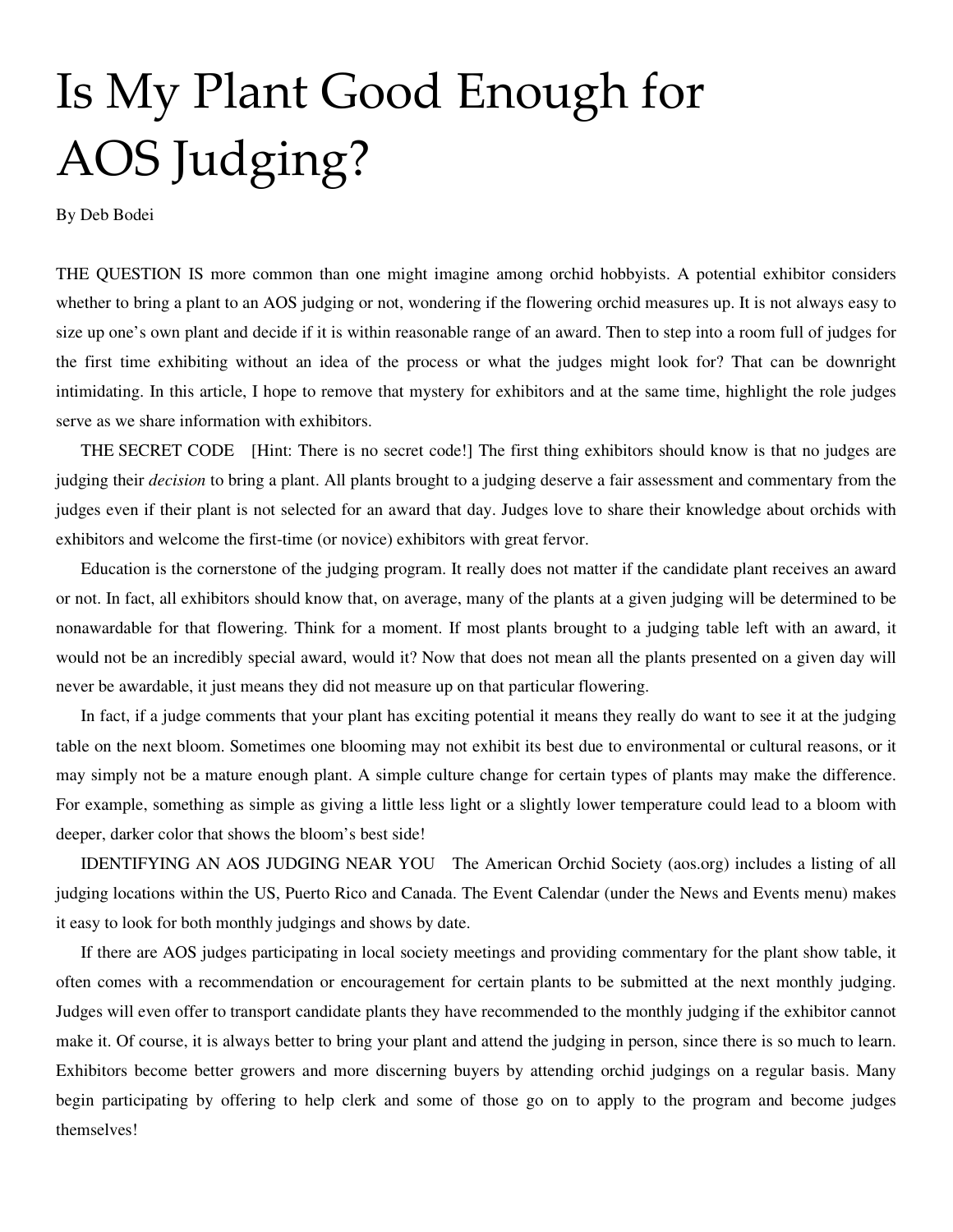# Is My Plant Good Enough for AOS Judging?

By Deb Bodei

THE QUESTION IS more common than one might imagine among orchid hobbyists. A potential exhibitor considers whether to bring a plant to an AOS judging or not, wondering if the flowering orchid measures up. It is not always easy to size up one's own plant and decide if it is within reasonable range of an award. Then to step into a room full of judges for the first time exhibiting without an idea of the process or what the judges might look for? That can be downright intimidating. In this article, I hope to remove that mystery for exhibitors and at the same time, highlight the role judges serve as we share information with exhibitors.

THE SECRET CODE [Hint: There is no secret code!] The first thing exhibitors should know is that no judges are judging their *decision* to bring a plant. All plants brought to a judging deserve a fair assessment and commentary from the judges even if their plant is not selected for an award that day. Judges love to share their knowledge about orchids with exhibitors and welcome the first-time (or novice) exhibitors with great fervor.

Education is the cornerstone of the judging program. It really does not matter if the candidate plant receives an award or not. In fact, all exhibitors should know that, on average, many of the plants at a given judging will be determined to be nonawardable for that flowering. Think for a moment. If most plants brought to a judging table left with an award, it would not be an incredibly special award, would it? Now that does not mean all the plants presented on a given day will never be awardable, it just means they did not measure up on that particular flowering.

In fact, if a judge comments that your plant has exciting potential it means they really do want to see it at the judging table on the next bloom. Sometimes one blooming may not exhibit its best due to environmental or cultural reasons, or it may simply not be a mature enough plant. A simple culture change for certain types of plants may make the difference. For example, something as simple as giving a little less light or a slightly lower temperature could lead to a bloom with deeper, darker color that shows the bloom's best side!

IDENTIFYING AN AOS JUDGING NEAR YOU The American Orchid Society (aos.org) includes a listing of all judging locations within the US, Puerto Rico and Canada. The Event Calendar (under the News and Events menu) makes it easy to look for both monthly judgings and shows by date.

If there are AOS judges participating in local society meetings and providing commentary for the plant show table, it often comes with a recommendation or encouragement for certain plants to be submitted at the next monthly judging. Judges will even offer to transport candidate plants they have recommended to the monthly judging if the exhibitor cannot make it. Of course, it is always better to bring your plant and attend the judging in person, since there is so much to learn. Exhibitors become better growers and more discerning buyers by attending orchid judgings on a regular basis. Many begin participating by offering to help clerk and some of those go on to apply to the program and become judges themselves!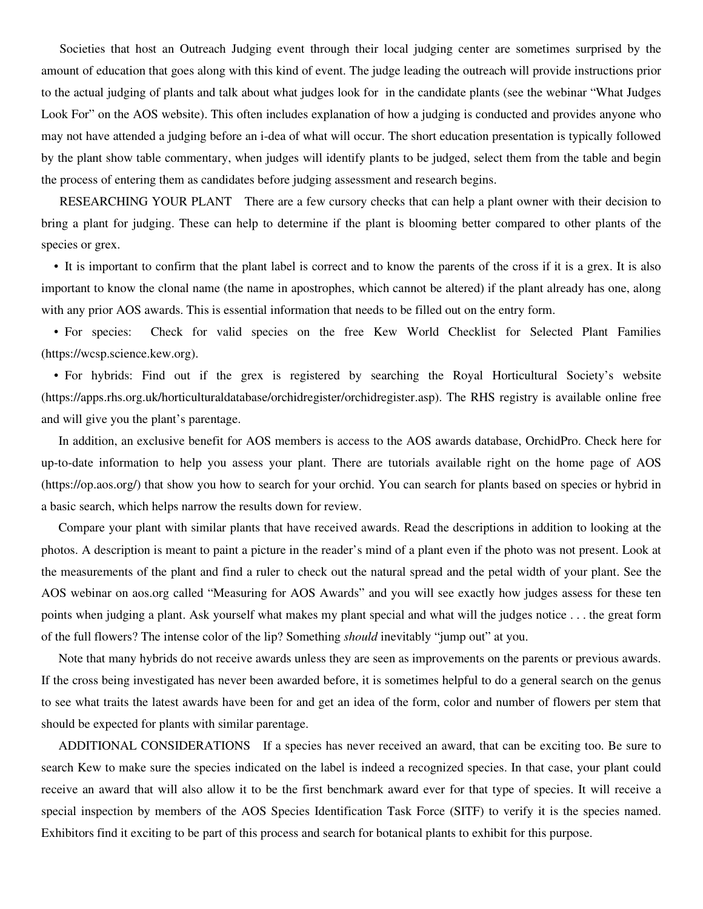Societies that host an Outreach Judging event through their local judging center are sometimes surprised by the amount of education that goes along with this kind of event. The judge leading the outreach will provide instructions prior to the actual judging of plants and talk about what judges look for in the candidate plants (see the webinar "What Judges Look For" on the AOS website). This often includes explanation of how a judging is conducted and provides anyone who may not have attended a judging before an i-dea of what will occur. The short education presentation is typically followed by the plant show table commentary, when judges will identify plants to be judged, select them from the table and begin the process of entering them as candidates before judging assessment and research begins.

RESEARCHING YOUR PLANT There are a few cursory checks that can help a plant owner with their decision to bring a plant for judging. These can help to determine if the plant is blooming better compared to other plants of the species or grex.

- It is important to confirm that the plant label is correct and to know the parents of the cross if it is a grex. It is also important to know the clonal name (the name in apostrophes, which cannot be altered) if the plant already has one, along with any prior AOS awards. This is essential information that needs to be filled out on the entry form.
- For species: Check for valid species on the free Kew World Checklist for Selected Plant Families (https://wcsp.science.kew.org).
- For hybrids: Find out if the grex is registered by searching the Royal Horticultural Society's website (https://apps.rhs.org.uk/horticulturaldatabase/orchidregister/orchidregister.asp). The RHS registry is available online free and will give you the plant's parentage.

In addition, an exclusive benefit for AOS members is access to the AOS awards database, OrchidPro. Check here for up-to-date information to help you assess your plant. There are tutorials available right on the home page of AOS (https://op.aos.org/) that show you how to search for your orchid. You can search for plants based on species or hybrid in a basic search, which helps narrow the results down for review.

Compare your plant with similar plants that have received awards. Read the descriptions in addition to looking at the photos. A description is meant to paint a picture in the reader's mind of a plant even if the photo was not present. Look at the measurements of the plant and find a ruler to check out the natural spread and the petal width of your plant. See the AOS webinar on aos.org called "Measuring for AOS Awards" and you will see exactly how judges assess for these ten points when judging a plant. Ask yourself what makes my plant special and what will the judges notice . . . the great form of the full flowers? The intense color of the lip? Something *should* inevitably "jump out" at you.

Note that many hybrids do not receive awards unless they are seen as improvements on the parents or previous awards. If the cross being investigated has never been awarded before, it is sometimes helpful to do a general search on the genus to see what traits the latest awards have been for and get an idea of the form, color and number of flowers per stem that should be expected for plants with similar parentage.

ADDITIONAL CONSIDERATIONS If a species has never received an award, that can be exciting too. Be sure to search Kew to make sure the species indicated on the label is indeed a recognized species. In that case, your plant could receive an award that will also allow it to be the first benchmark award ever for that type of species. It will receive a special inspection by members of the AOS Species Identification Task Force (SITF) to verify it is the species named. Exhibitors find it exciting to be part of this process and search for botanical plants to exhibit for this purpose.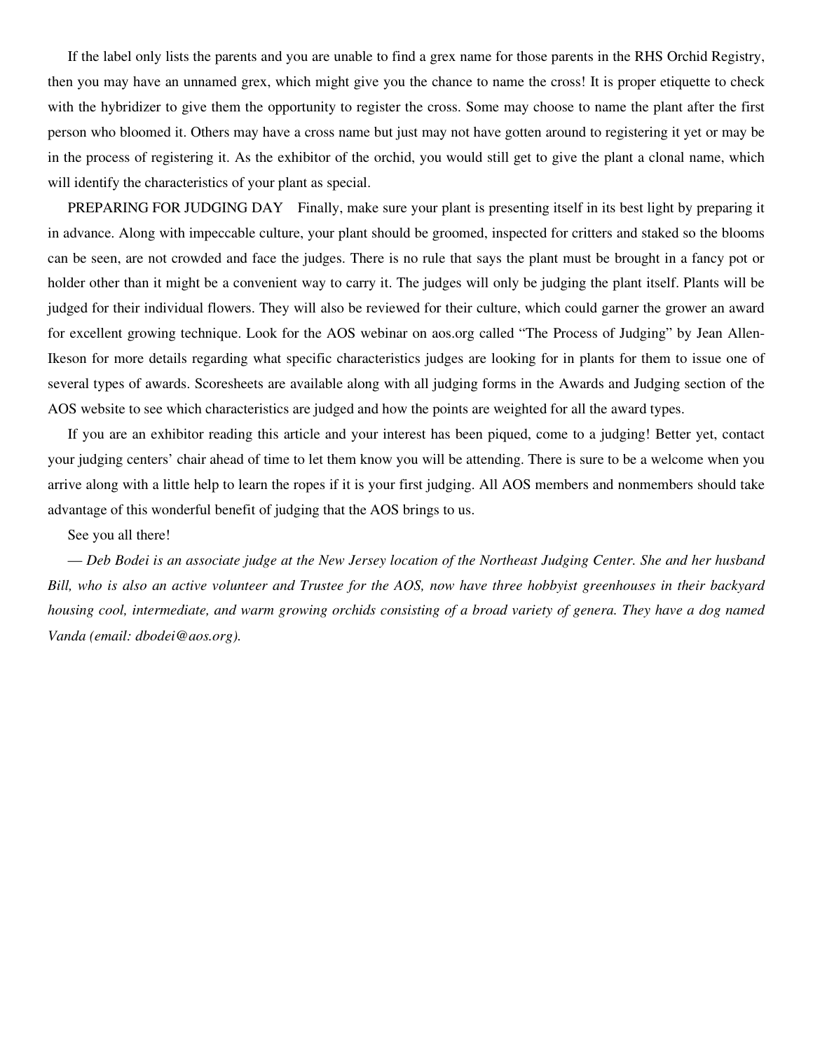If the label only lists the parents and you are unable to find a grex name for those parents in the RHS Orchid Registry, then you may have an unnamed grex, which might give you the chance to name the cross! It is proper etiquette to check with the hybridizer to give them the opportunity to register the cross. Some may choose to name the plant after the first person who bloomed it. Others may have a cross name but just may not have gotten around to registering it yet or may be in the process of registering it. As the exhibitor of the orchid, you would still get to give the plant a clonal name, which will identify the characteristics of your plant as special.

PREPARING FOR JUDGING DAY Finally, make sure your plant is presenting itself in its best light by preparing it in advance. Along with impeccable culture, your plant should be groomed, inspected for critters and staked so the blooms can be seen, are not crowded and face the judges. There is no rule that says the plant must be brought in a fancy pot or holder other than it might be a convenient way to carry it. The judges will only be judging the plant itself. Plants will be judged for their individual flowers. They will also be reviewed for their culture, which could garner the grower an award for excellent growing technique. Look for the AOS webinar on aos.org called "The Process of Judging" by Jean Allen-Ikeson for more details regarding what specific characteristics judges are looking for in plants for them to issue one of several types of awards. Scoresheets are available along with all judging forms in the Awards and Judging section of the AOS website to see which characteristics are judged and how the points are weighted for all the award types.

If you are an exhibitor reading this article and your interest has been piqued, come to a judging! Better yet, contact your judging centers' chair ahead of time to let them know you will be attending. There is sure to be a welcome when you arrive along with a little help to learn the ropes if it is your first judging. All AOS members and nonmembers should take advantage of this wonderful benefit of judging that the AOS brings to us.

See you all there!

*— Deb Bodei is an associate judge at the New Jersey location of the Northeast Judging Center. She and her husband Bill, who is also an active volunteer and Trustee for the AOS, now have three hobbyist greenhouses in their backyard housing cool, intermediate, and warm growing orchids consisting of a broad variety of genera. They have a dog named Vanda (email: dbodei@aos.org).*